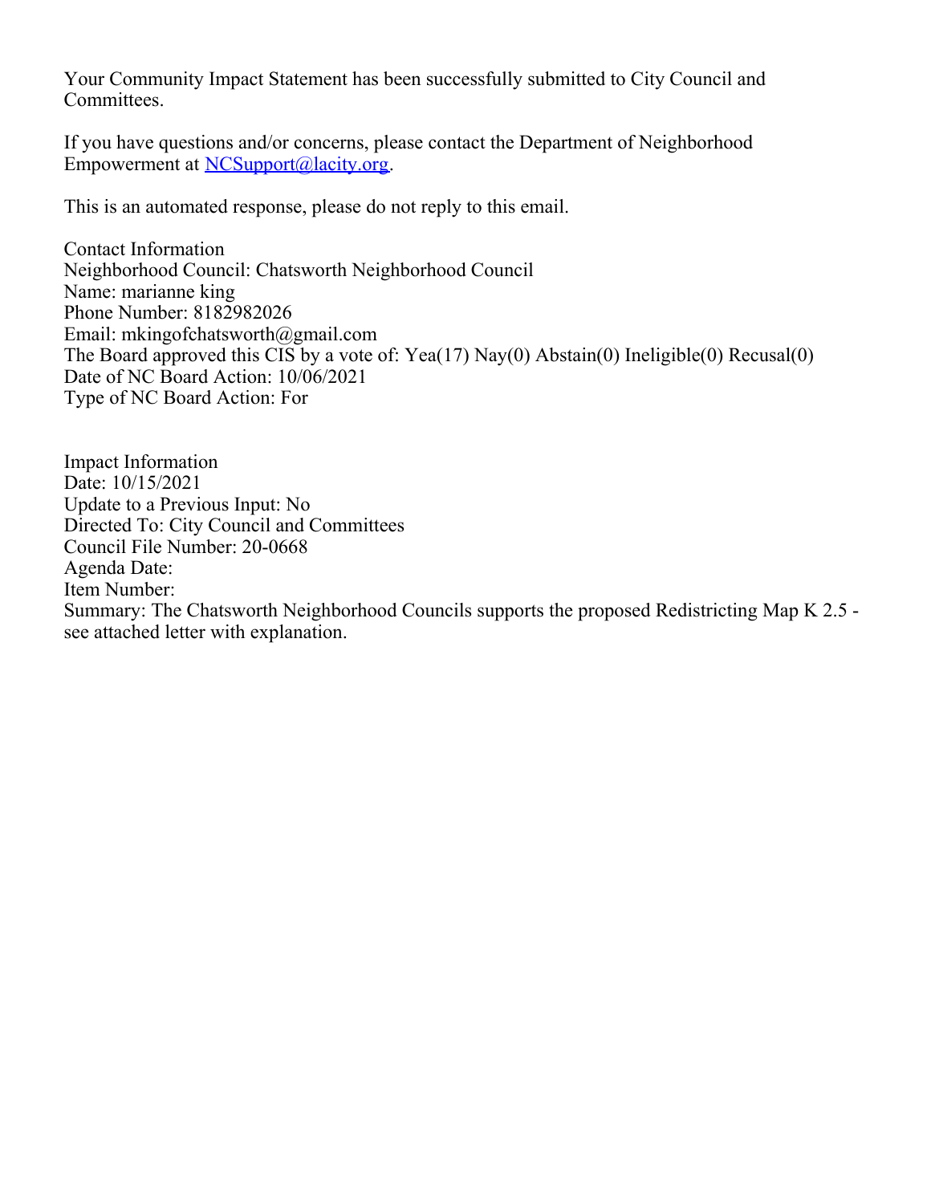Your Community Impact Statement has been successfully submitted to City Council and Committees.

If you have questions and/or concerns, please contact the Department of Neighborhood Empowerment at NCSupport@lacity.org.

This is an automated response, please do not reply to this email.

Contact Information
Neighborhood Council: Chatsworth Neighborhood Council
Name: marianne king
Phone Number: 8182982026
Email: mkingofchatsworth@gmail.com
The Board approved this CIS by a vote of: Yea(17) Nay(0) Abstain(0) Ineligible(0) Recusal(0)
Date of NC Board Action: 10/06/2021
Type of NC Board Action: For

Impact Information
Date: 10/15/2021
Update to a Previous Input: No
Directed To: City Council and Committees
Council File Number: 20-0668
Agenda Date:
Item Number:
Summary: The Chatsworth Neighborhood Councils supports the proposed Redistricting Map K 2.5 - see attached letter with explanation.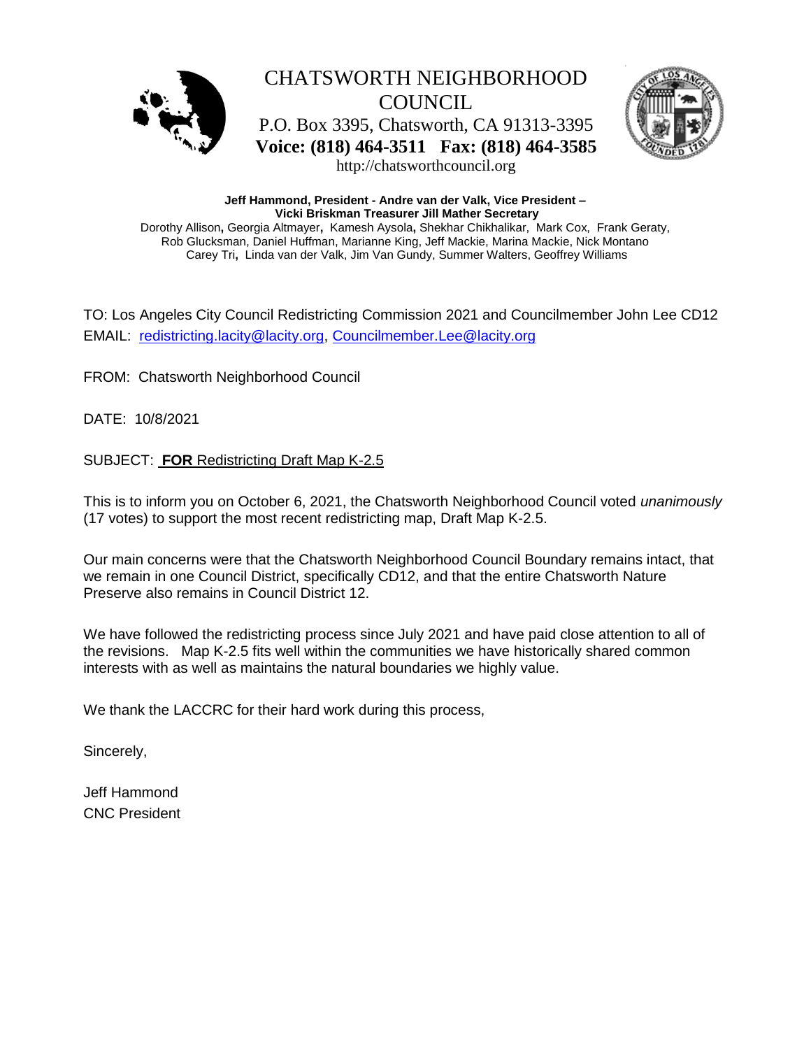# CHATSWORTH NEIGHBORHOOD COUNCIL

P.O. Box 3395, Chatsworth, CA 91313-3395

**Voice: (818) 464-3511 Fax: (818) 464-3585**

http://chatsworthcouncil.org

**Jeff Hammond, President - Andre van der Valk, Vice President – Vicki Briskman Treasurer Jill Mather Secretary**

Dorothy Allison, Georgia Altmayer, Kamesh Aysola, Shekhar Chikhalikar, Mark Cox, Frank Geraty, Rob Glucksman, Daniel Huffman, Marianne King, Jeff Mackie, Marina Mackie, Nick Montano Carey Tri, Linda van der Valk, Jim Van Gundy, Summer Walters, Geoffrey Williams

TO: Los Angeles City Council Redistricting Commission 2021 and Councilmember John Lee CD12

EMAIL: redistricting.lacity@lacity.org, Councilmember.Lee@lacity.org

FROM: Chatsworth Neighborhood Council

DATE: 10/8/2021

SUBJECT: **FOR** Redistricting Draft Map K-2.5

This is to inform you on October 6, 2021, the Chatsworth Neighborhood Council voted *unanimously* (17 votes) to support the most recent redistricting map, Draft Map K-2.5.

Our main concerns were that the Chatsworth Neighborhood Council Boundary remains intact, that we remain in one Council District, specifically CD12, and that the entire Chatsworth Nature Preserve also remains in Council District 12.

We have followed the redistricting process since July 2021 and have paid close attention to all of the revisions. Map K-2.5 fits well within the communities we have historically shared common interests with as well as maintains the natural boundaries we highly value.

We thank the LACCRC for their hard work during this process,

Sincerely,

Jeff Hammond
CNC President